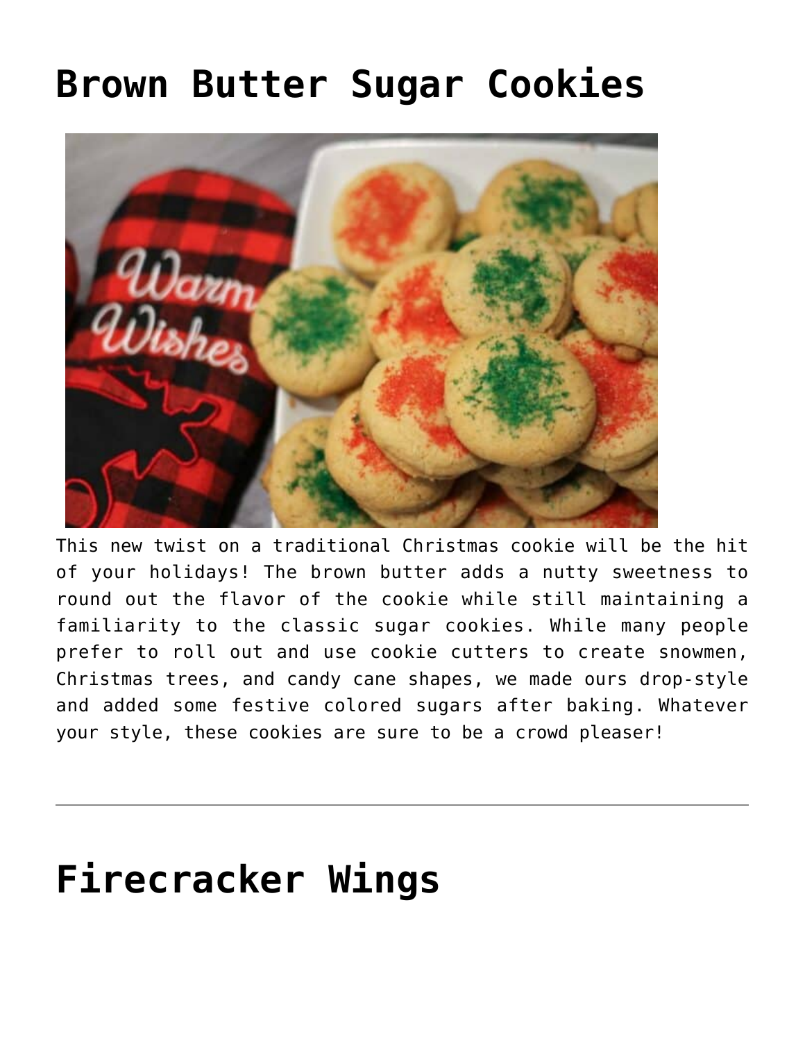# Brown Butter Sugar Cookies

This new twist on a traditional Christmas cookie will be the hit of your holidays! The brown butter adds a nutty sweetness to round out the flavor of the cookie while still maintaining a familiarity to the classic sugar cookies. While many people prefer to roll out and use cookie cutters to create snowmen, Christmas trees, and candy cane shapes, we made ours drop-style and added some festive colored sugars after baking. Whatever your style, these cookies are sure to be a crowd pleaser!

---

# Firecracker Wings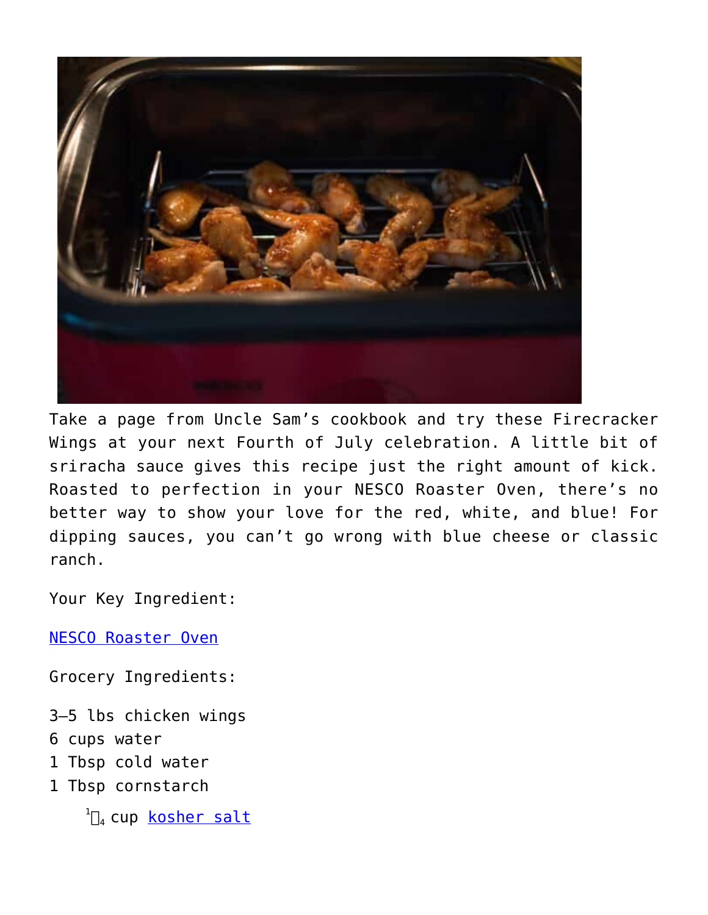Take a page from Uncle Sam's cookbook and try these Firecracker Wings at your next Fourth of July celebration. A little bit of sriracha sauce gives this recipe just the right amount of kick. Roasted to perfection in your NESCO Roaster Oven, there's no better way to show your love for the red, white, and blue! For dipping sauces, you can't go wrong with blue cheese or classic ranch.

Your Key Ingredient:

NESCO Roaster Oven

Grocery Ingredients:

3–5 lbs chicken wings
6 cups water
1 Tbsp cold water
1 Tbsp cornstarch

- 1/4 cup kosher salt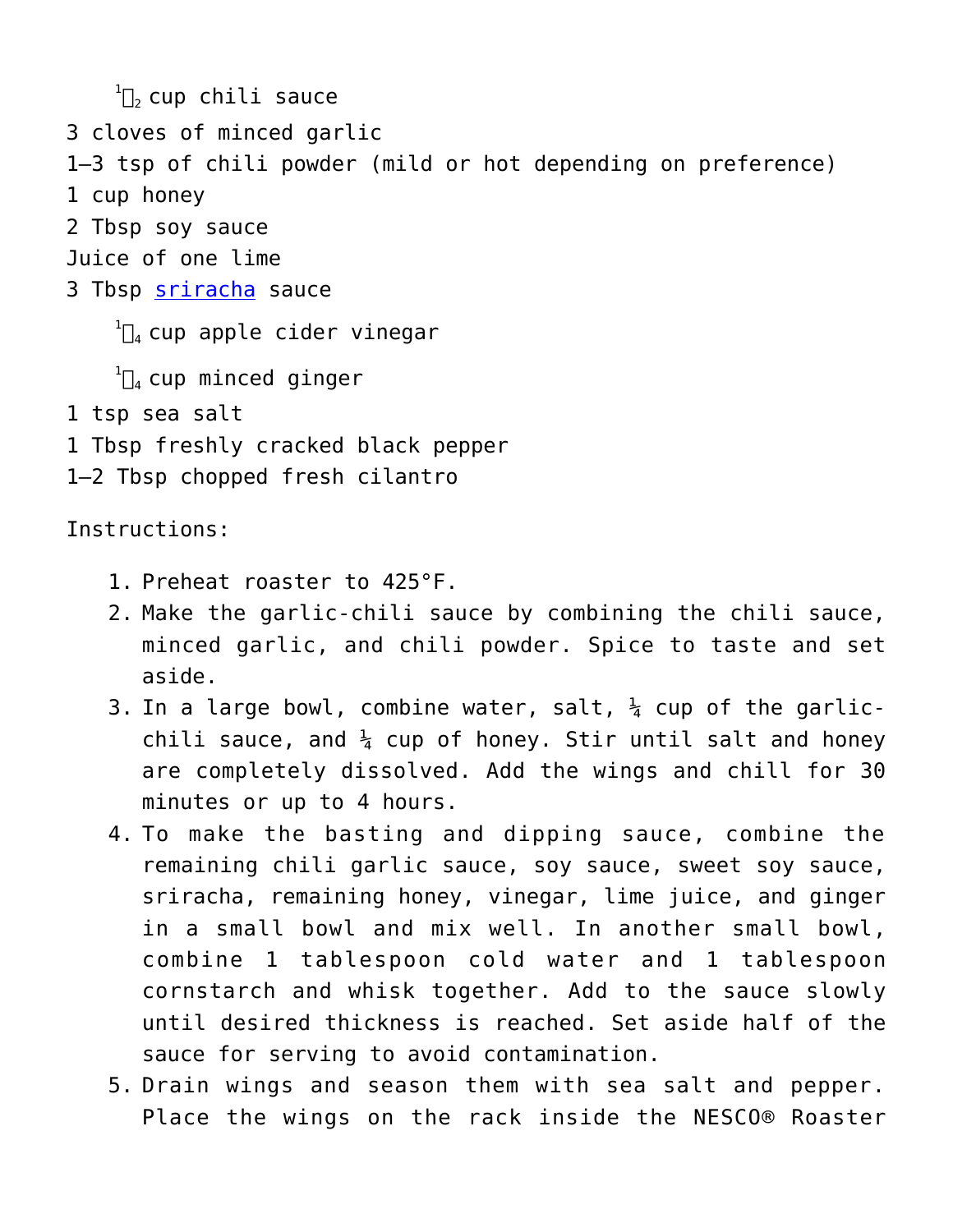½ cup chili sauce

3 cloves of minced garlic

1–3 tsp of chili powder (mild or hot depending on preference)

1 cup honey

2 Tbsp soy sauce

Juice of one lime

3 Tbsp sriracha sauce

¼ cup apple cider vinegar

¼ cup minced ginger

1 tsp sea salt

1 Tbsp freshly cracked black pepper

1–2 Tbsp chopped fresh cilantro

Instructions:

1. Preheat roaster to 425°F.
2. Make the garlic-chili sauce by combining the chili sauce, minced garlic, and chili powder. Spice to taste and set aside.
3. In a large bowl, combine water, salt, ¼ cup of the garlic-chili sauce, and ¼ cup of honey. Stir until salt and honey are completely dissolved. Add the wings and chill for 30 minutes or up to 4 hours.
4. To make the basting and dipping sauce, combine the remaining chili garlic sauce, soy sauce, sweet soy sauce, sriracha, remaining honey, vinegar, lime juice, and ginger in a small bowl and mix well. In another small bowl, combine 1 tablespoon cold water and 1 tablespoon cornstarch and whisk together. Add to the sauce slowly until desired thickness is reached. Set aside half of the sauce for serving to avoid contamination.
5. Drain wings and season them with sea salt and pepper. Place the wings on the rack inside the NESCO® Roaster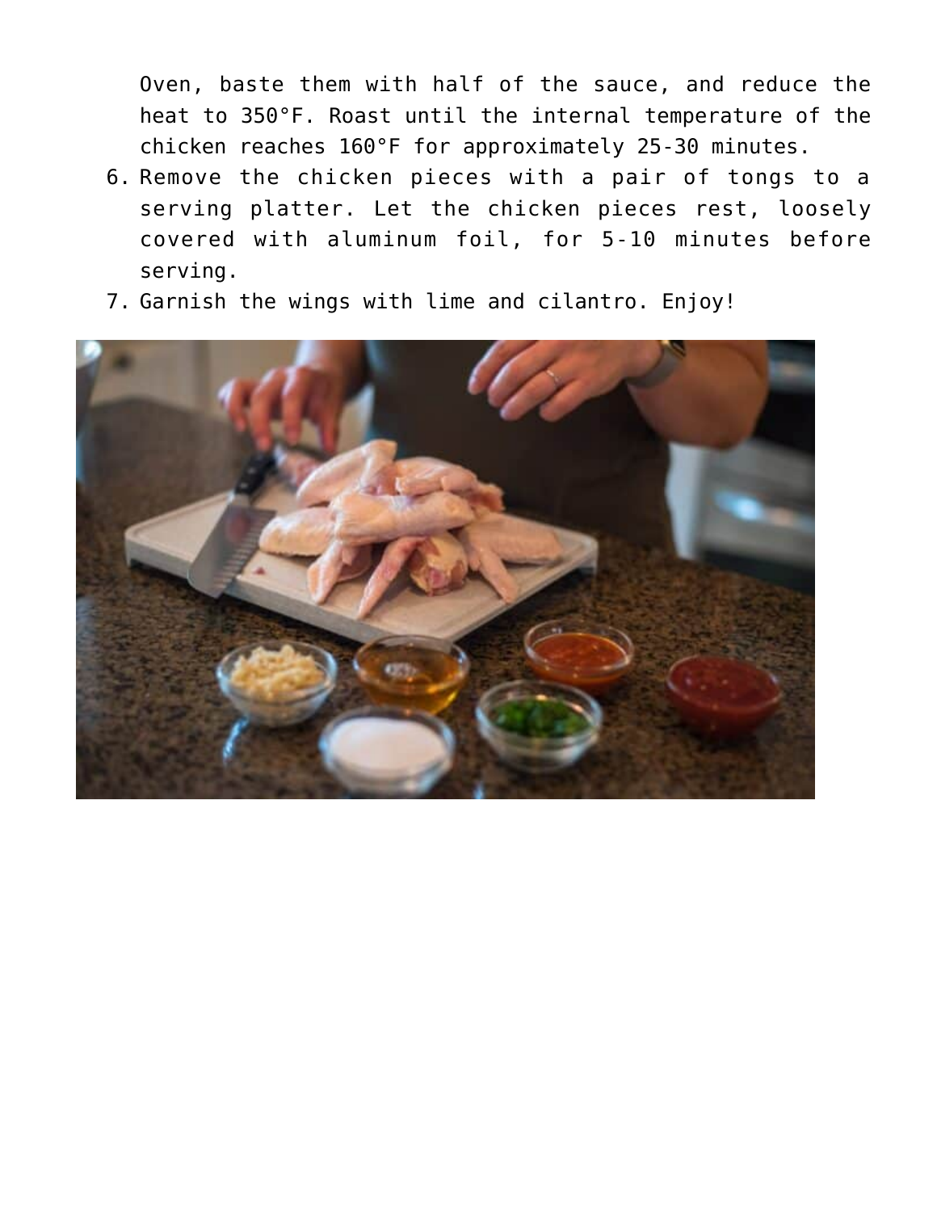Oven, baste them with half of the sauce, and reduce the heat to 350°F. Roast until the internal temperature of the chicken reaches 160°F for approximately 25-30 minutes.

6. Remove the chicken pieces with a pair of tongs to a serving platter. Let the chicken pieces rest, loosely covered with aluminum foil, for 5-10 minutes before serving.
7. Garnish the wings with lime and cilantro. Enjoy!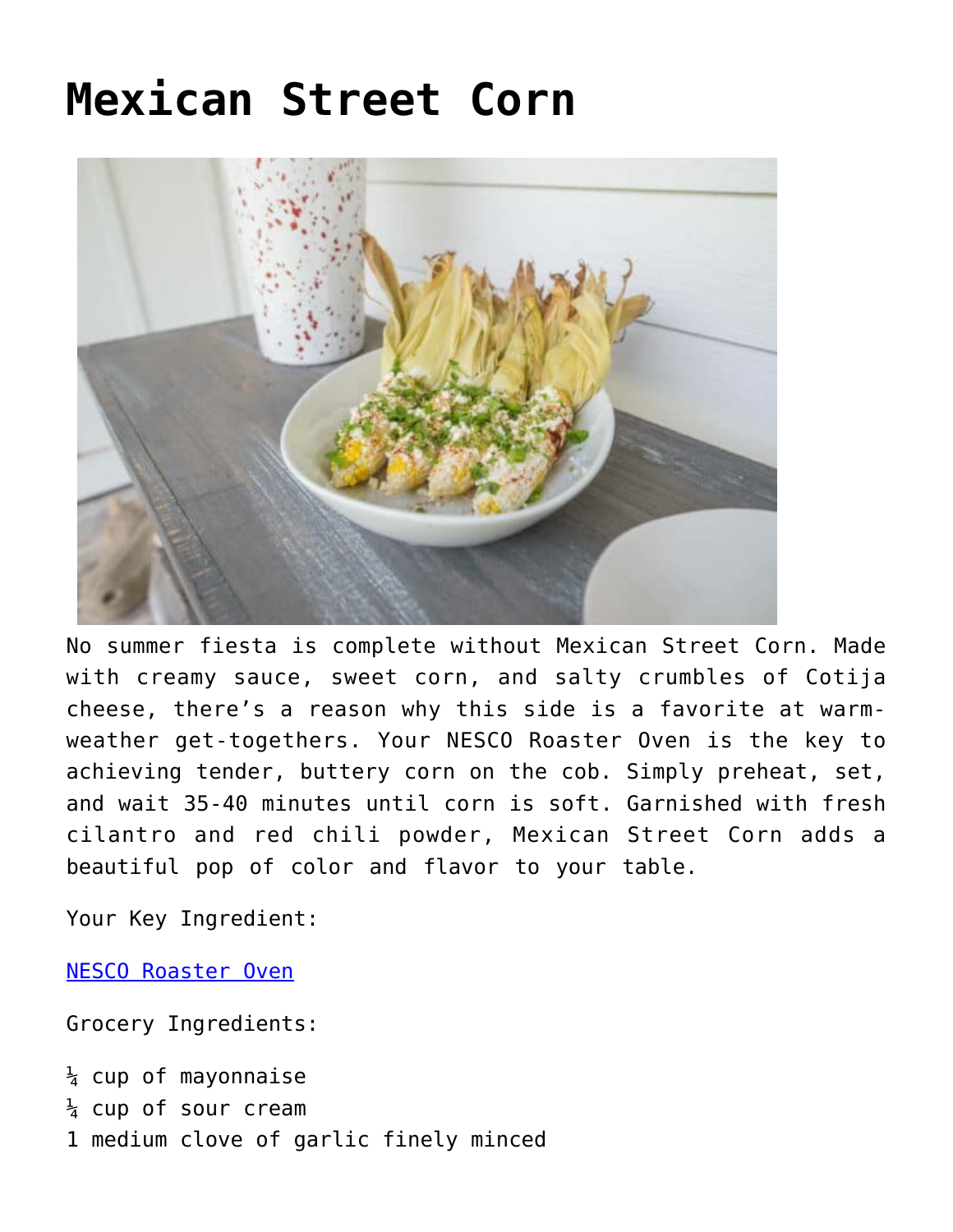# Mexican Street Corn

No summer fiesta is complete without Mexican Street Corn. Made with creamy sauce, sweet corn, and salty crumbles of Cotija cheese, there's a reason why this side is a favorite at warm-weather get-togethers. Your NESCO Roaster Oven is the key to achieving tender, buttery corn on the cob. Simply preheat, set, and wait 35-40 minutes until corn is soft. Garnished with fresh cilantro and red chili powder, Mexican Street Corn adds a beautiful pop of color and flavor to your table.

Your Key Ingredient:

NESCO Roaster Oven

Grocery Ingredients:

¼ cup of mayonnaise
¼ cup of sour cream
1 medium clove of garlic finely minced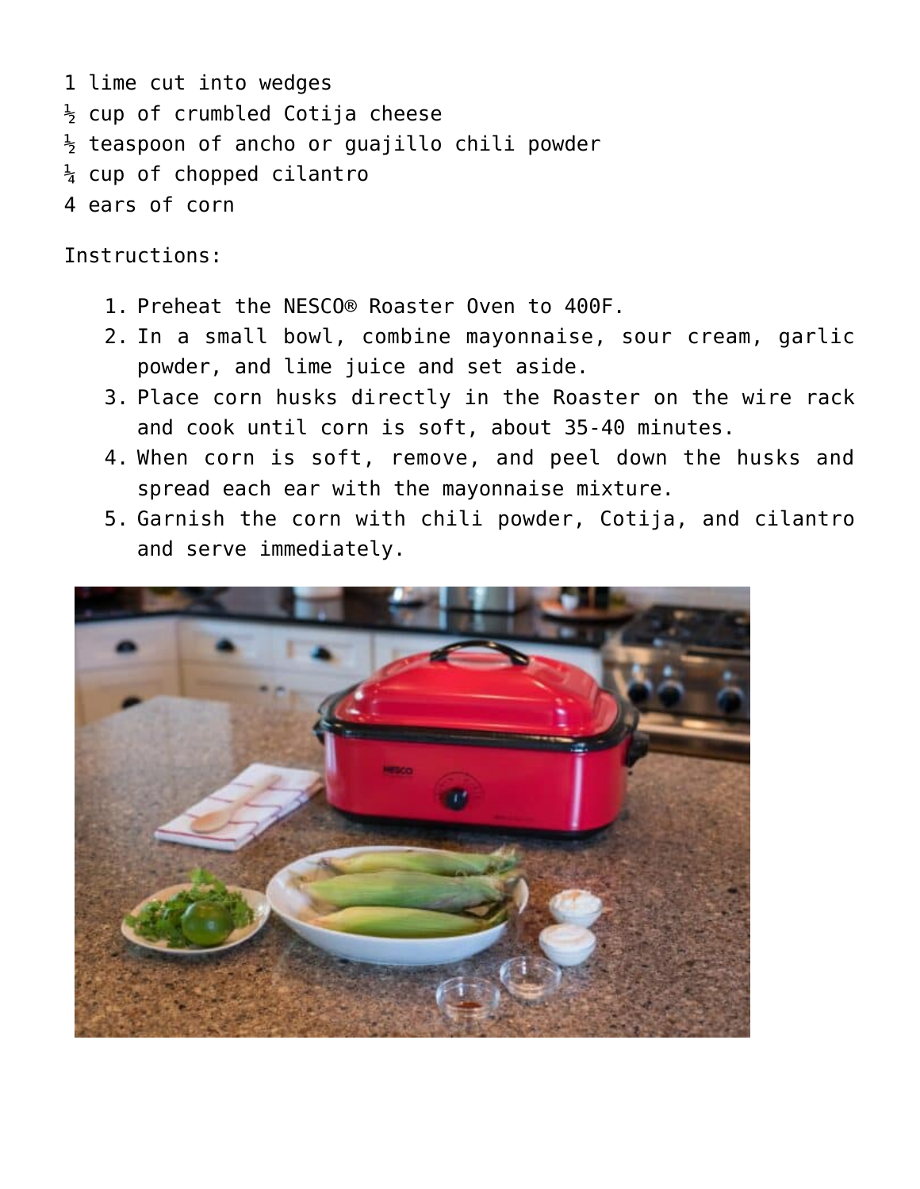1 lime cut into wedges
½ cup of crumbled Cotija cheese
½ teaspoon of ancho or guajillo chili powder
¼ cup of chopped cilantro
4 ears of corn

Instructions:

1. Preheat the NESCO® Roaster Oven to 400F.
2. In a small bowl, combine mayonnaise, sour cream, garlic powder, and lime juice and set aside.
3. Place corn husks directly in the Roaster on the wire rack and cook until corn is soft, about 35-40 minutes.
4. When corn is soft, remove, and peel down the husks and spread each ear with the mayonnaise mixture.
5. Garnish the corn with chili powder, Cotija, and cilantro and serve immediately.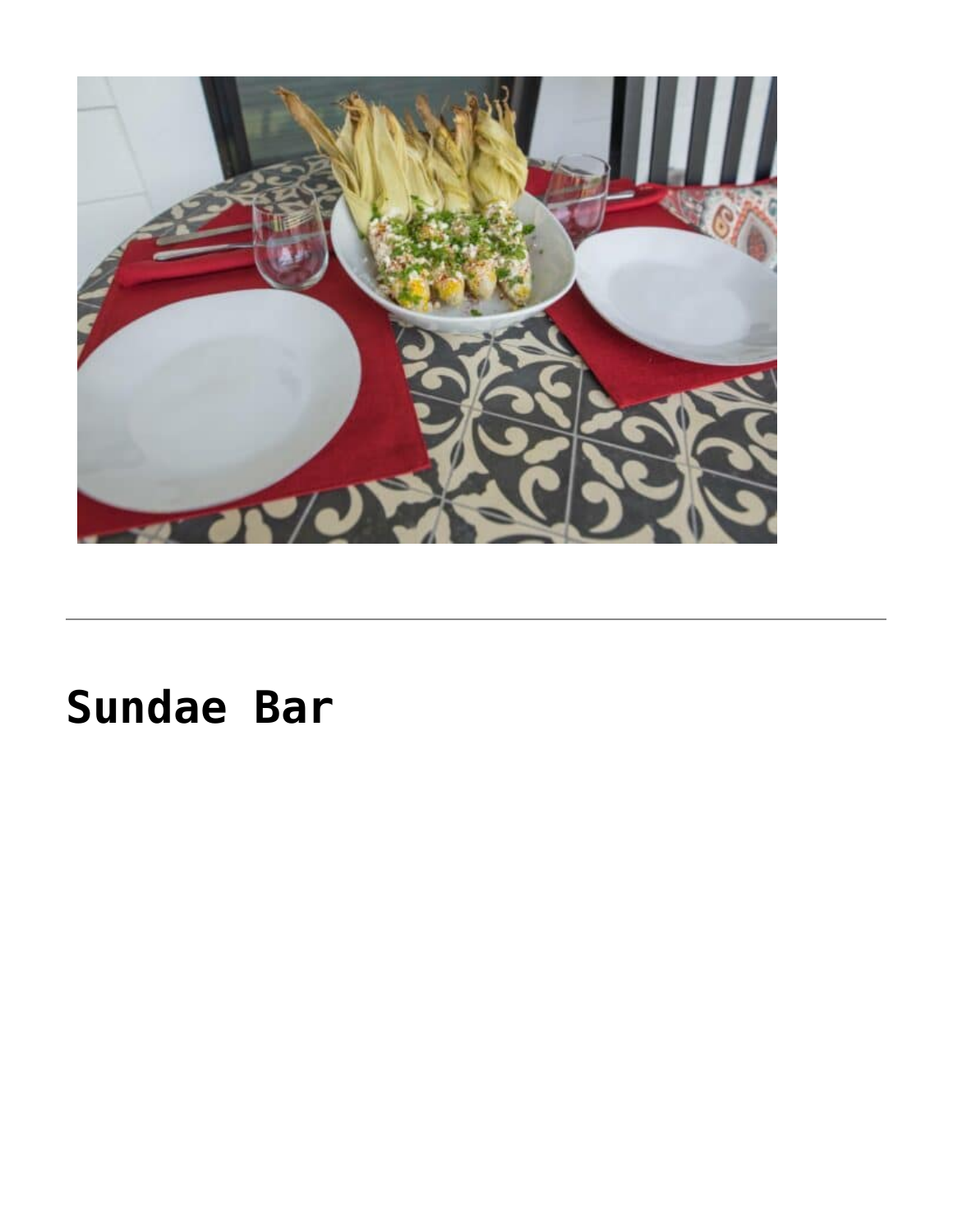---

## Sundae Bar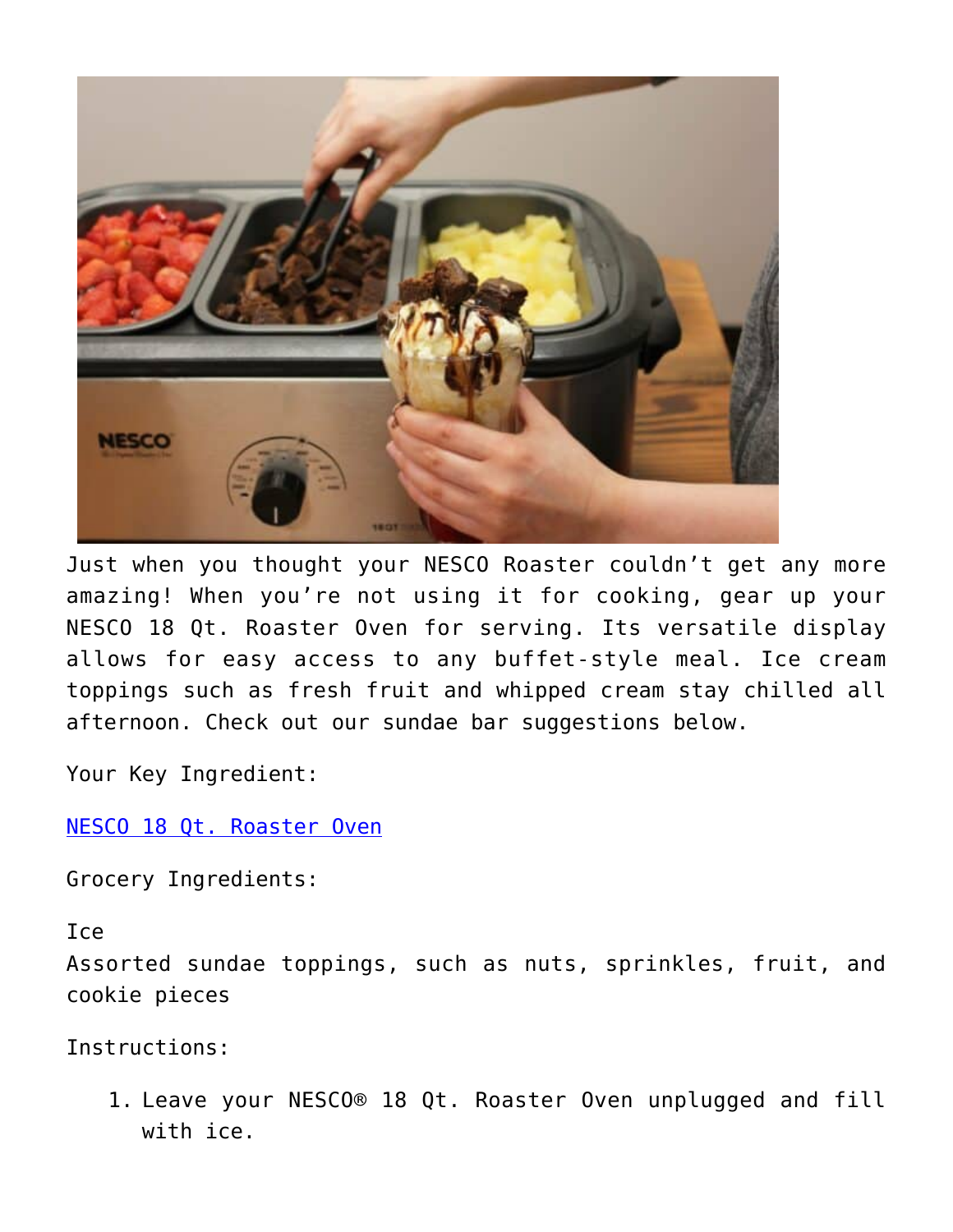Just when you thought your NESCO Roaster couldn't get any more amazing! When you're not using it for cooking, gear up your NESCO 18 Qt. Roaster Oven for serving. Its versatile display allows for easy access to any buffet-style meal. Ice cream toppings such as fresh fruit and whipped cream stay chilled all afternoon. Check out our sundae bar suggestions below.

Your Key Ingredient:

NESCO 18 Qt. Roaster Oven

Grocery Ingredients:

Ice
Assorted sundae toppings, such as nuts, sprinkles, fruit, and cookie pieces

Instructions:

1. Leave your NESCO® 18 Qt. Roaster Oven unplugged and fill with ice.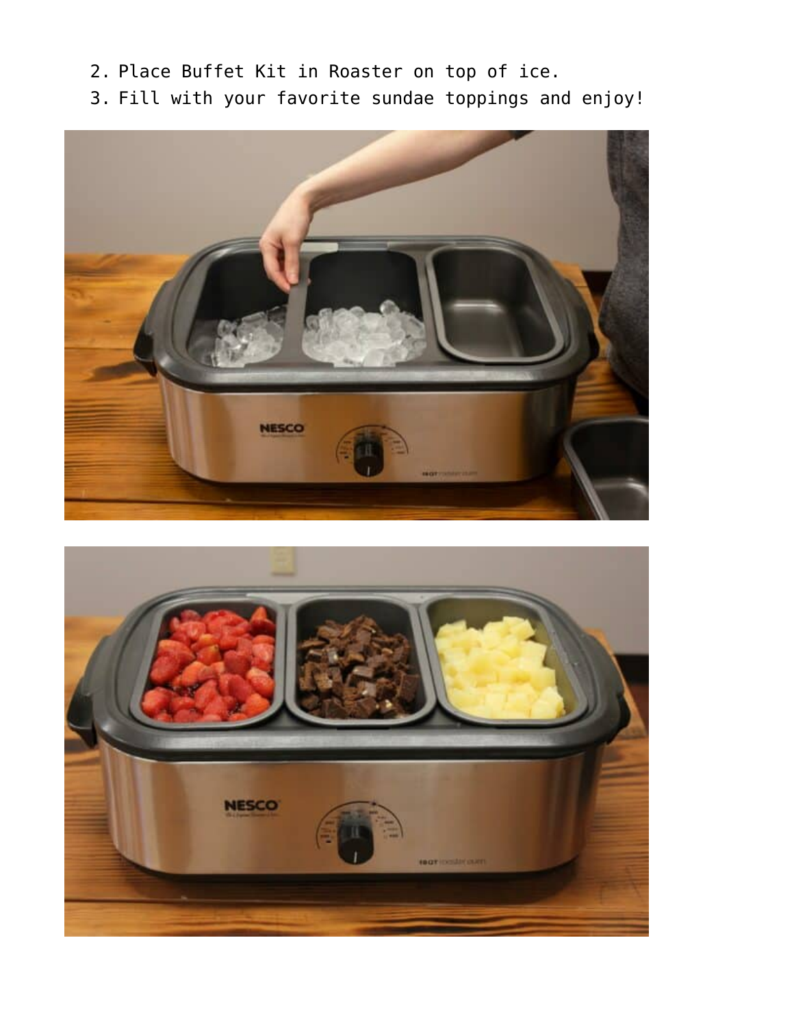2. Place Buffet Kit in Roaster on top of ice.
3. Fill with your favorite sundae toppings and enjoy!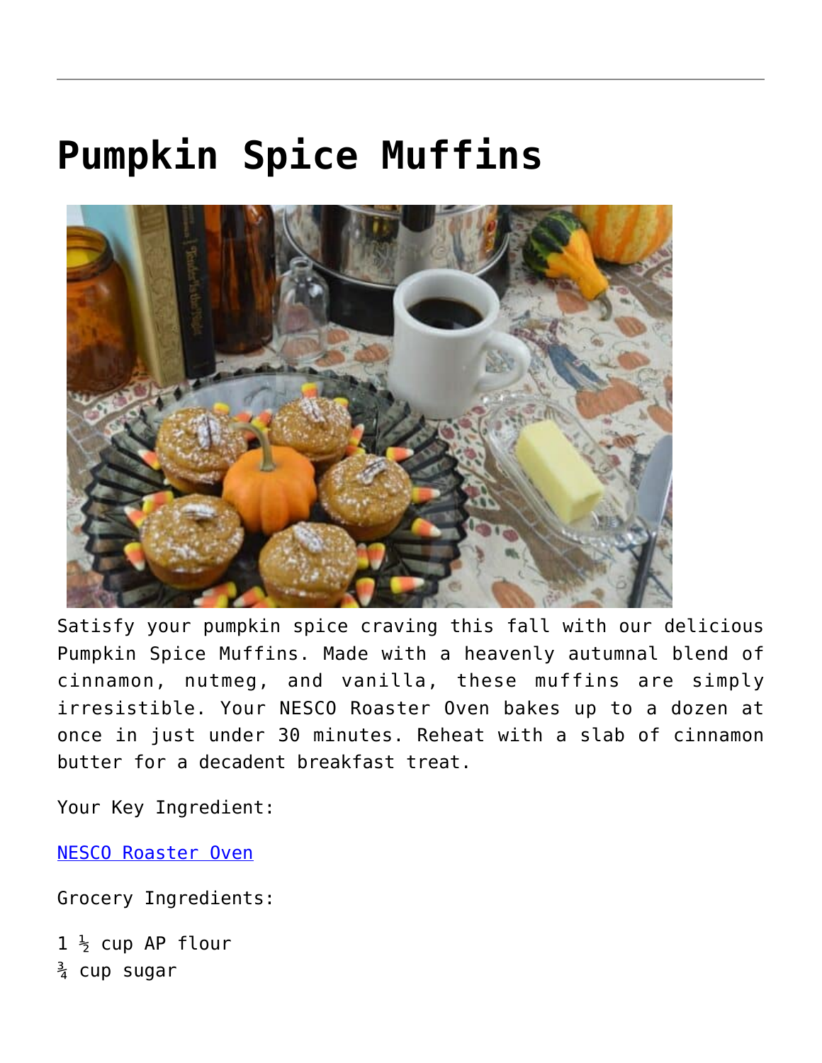# Pumpkin Spice Muffins

Satisfy your pumpkin spice craving this fall with our delicious Pumpkin Spice Muffins. Made with a heavenly autumnal blend of cinnamon, nutmeg, and vanilla, these muffins are simply irresistible. Your NESCO Roaster Oven bakes up to a dozen at once in just under 30 minutes. Reheat with a slab of cinnamon butter for a decadent breakfast treat.

Your Key Ingredient:

[NESCO Roaster Oven]()

Grocery Ingredients:

1 ½ cup AP flour
¾ cup sugar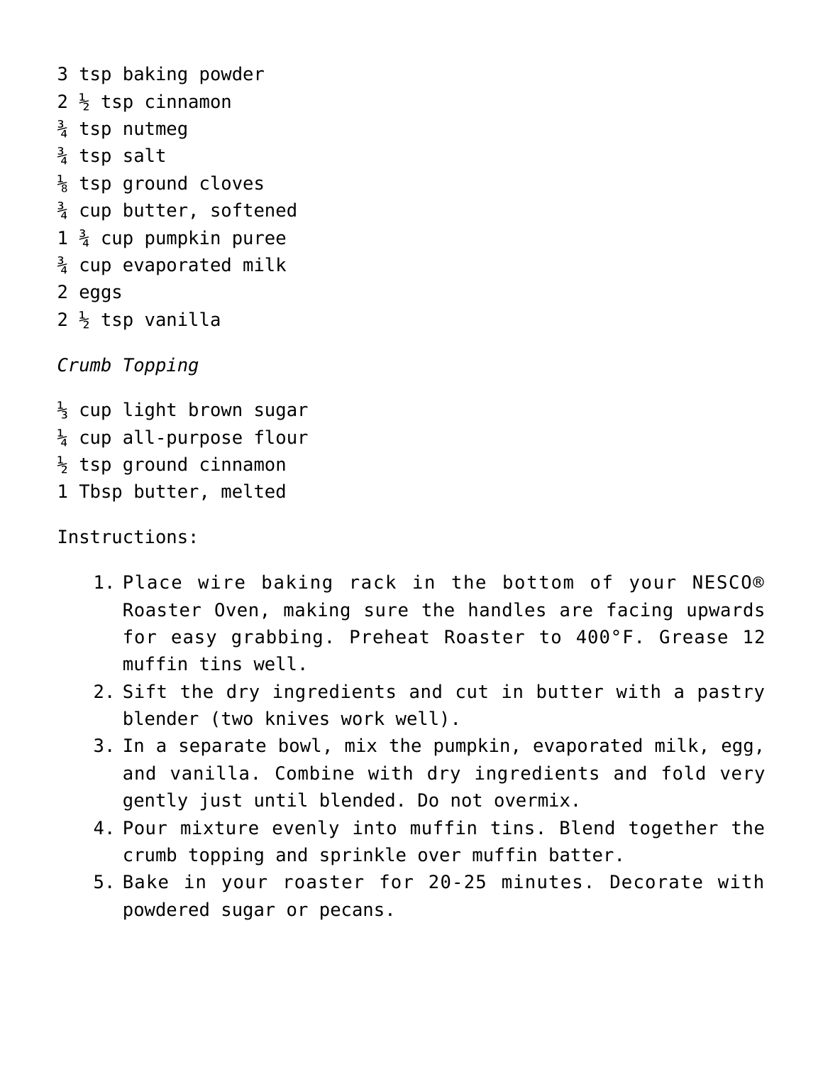3 tsp baking powder
2 ½ tsp cinnamon
¾ tsp nutmeg
¾ tsp salt
⅛ tsp ground cloves
¾ cup butter, softened
1 ¾ cup pumpkin puree
¾ cup evaporated milk
2 eggs
2 ½ tsp vanilla

*Crumb Topping*

⅓ cup light brown sugar
¼ cup all-purpose flour
½ tsp ground cinnamon
1 Tbsp butter, melted

Instructions:

1. Place wire baking rack in the bottom of your NESCO® Roaster Oven, making sure the handles are facing upwards for easy grabbing. Preheat Roaster to 400°F. Grease 12 muffin tins well.
2. Sift the dry ingredients and cut in butter with a pastry blender (two knives work well).
3. In a separate bowl, mix the pumpkin, evaporated milk, egg, and vanilla. Combine with dry ingredients and fold very gently just until blended. Do not overmix.
4. Pour mixture evenly into muffin tins. Blend together the crumb topping and sprinkle over muffin batter.
5. Bake in your roaster for 20-25 minutes. Decorate with powdered sugar or pecans.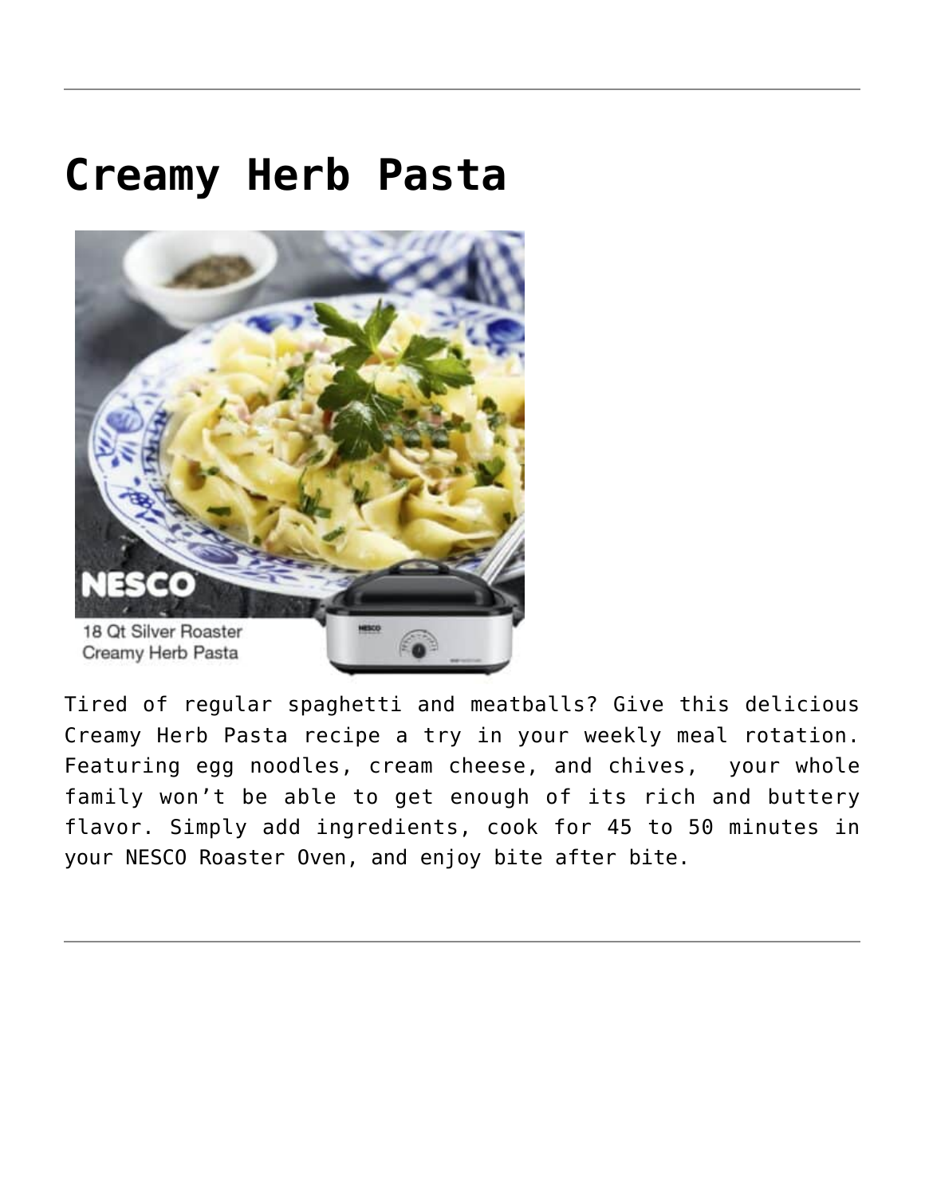# Creamy Herb Pasta

Tired of regular spaghetti and meatballs? Give this delicious Creamy Herb Pasta recipe a try in your weekly meal rotation. Featuring egg noodles, cream cheese, and chives,  your whole family won't be able to get enough of its rich and buttery flavor. Simply add ingredients, cook for 45 to 50 minutes in your NESCO Roaster Oven, and enjoy bite after bite.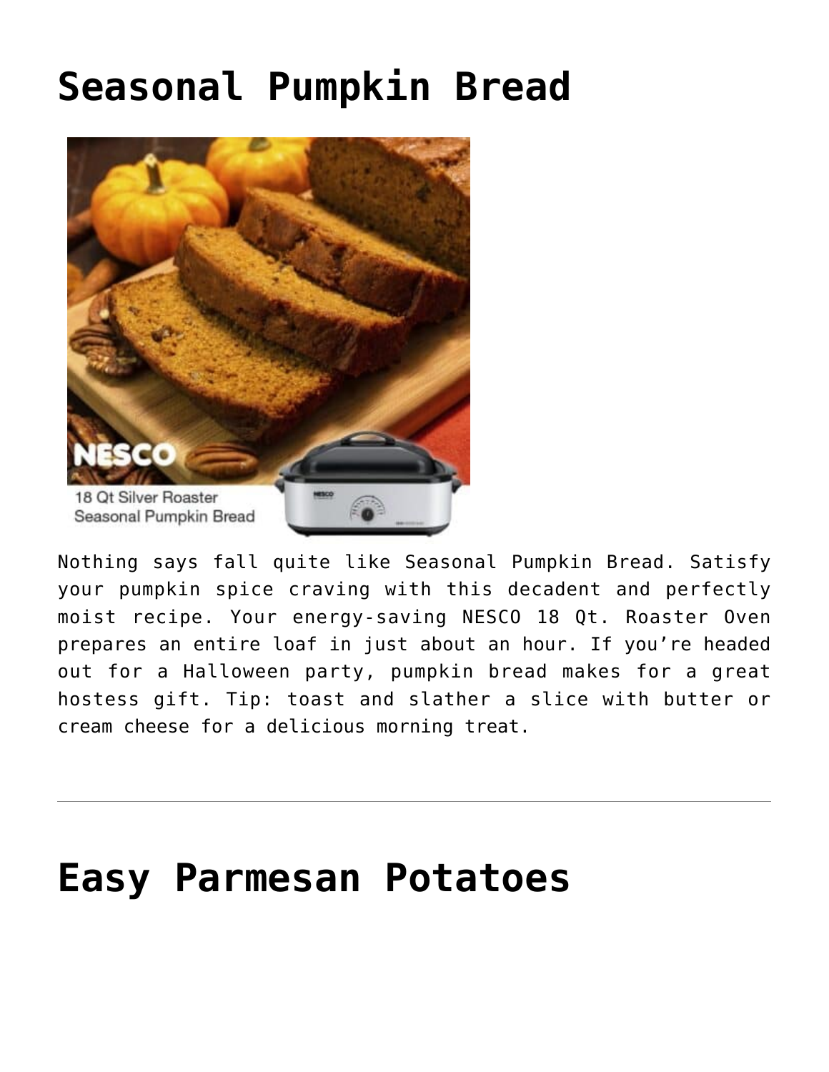# Seasonal Pumpkin Bread

Nothing says fall quite like Seasonal Pumpkin Bread. Satisfy your pumpkin spice craving with this decadent and perfectly moist recipe. Your energy-saving NESCO 18 Qt. Roaster Oven prepares an entire loaf in just about an hour. If you're headed out for a Halloween party, pumpkin bread makes for a great hostess gift. Tip: toast and slather a slice with butter or cream cheese for a delicious morning treat.

---

# Easy Parmesan Potatoes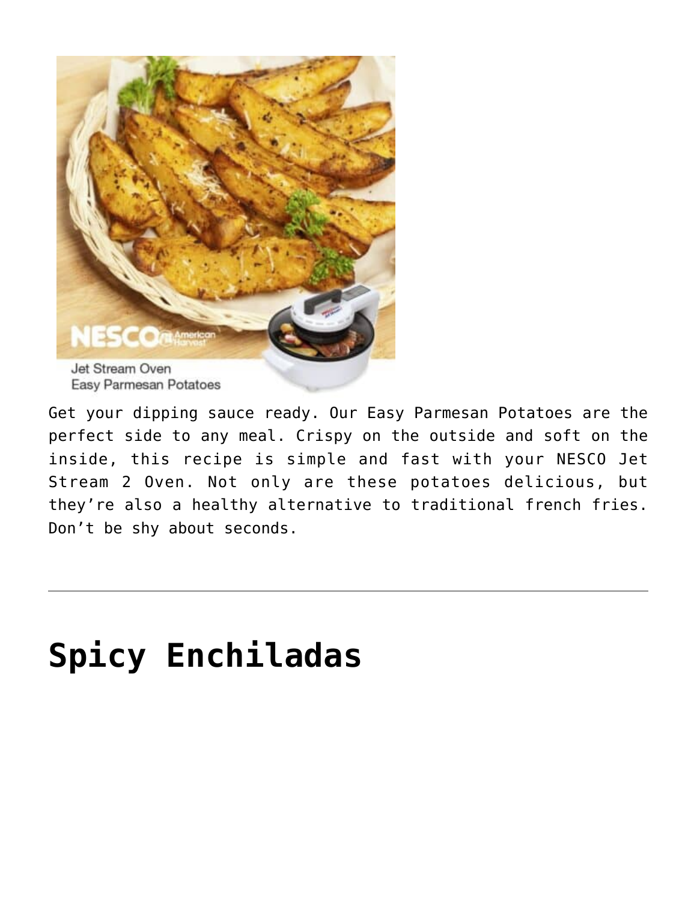Get your dipping sauce ready. Our Easy Parmesan Potatoes are the perfect side to any meal. Crispy on the outside and soft on the inside, this recipe is simple and fast with your NESCO Jet Stream 2 Oven. Not only are these potatoes delicious, but they're also a healthy alternative to traditional french fries. Don't be shy about seconds.

---

# Spicy Enchiladas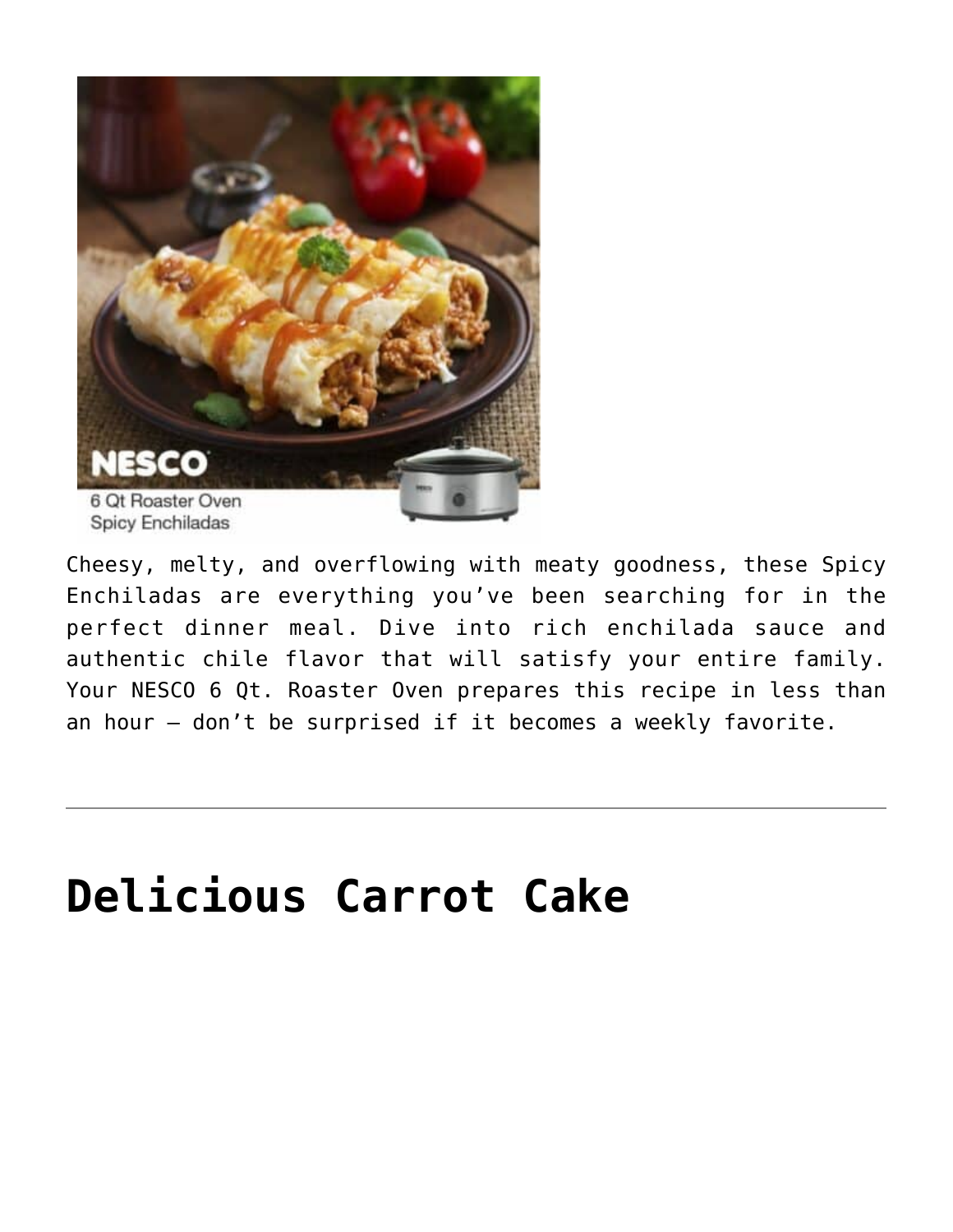Cheesy, melty, and overflowing with meaty goodness, these Spicy Enchiladas are everything you've been searching for in the perfect dinner meal. Dive into rich enchilada sauce and authentic chile flavor that will satisfy your entire family. Your NESCO 6 Qt. Roaster Oven prepares this recipe in less than an hour – don't be surprised if it becomes a weekly favorite.

---

## Delicious Carrot Cake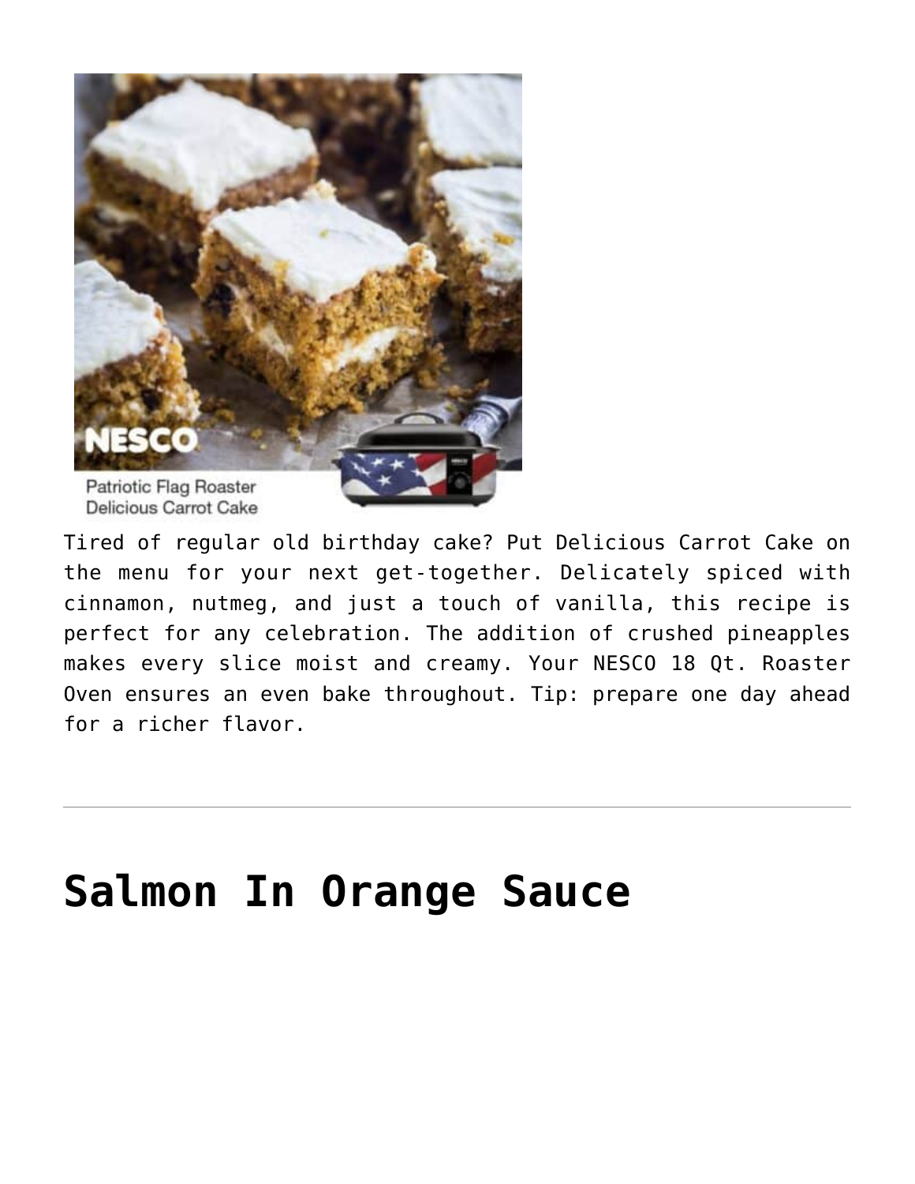Tired of regular old birthday cake? Put Delicious Carrot Cake on the menu for your next get-together. Delicately spiced with cinnamon, nutmeg, and just a touch of vanilla, this recipe is perfect for any celebration. The addition of crushed pineapples makes every slice moist and creamy. Your NESCO 18 Qt. Roaster Oven ensures an even bake throughout. Tip: prepare one day ahead for a richer flavor.

---

# Salmon In Orange Sauce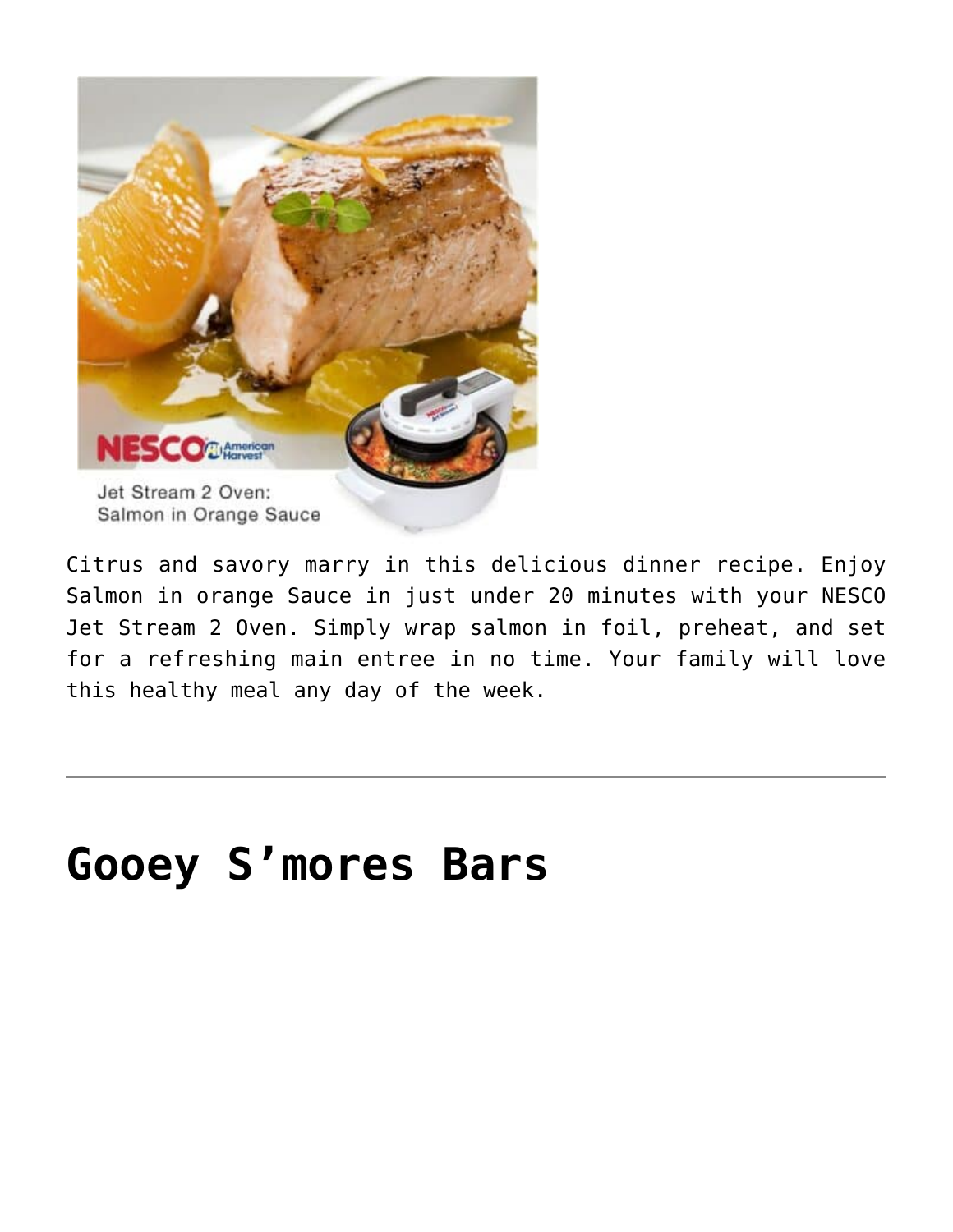Citrus and savory marry in this delicious dinner recipe. Enjoy Salmon in orange Sauce in just under 20 minutes with your NESCO Jet Stream 2 Oven. Simply wrap salmon in foil, preheat, and set for a refreshing main entree in no time. Your family will love this healthy meal any day of the week.

---

# Gooey S’mores Bars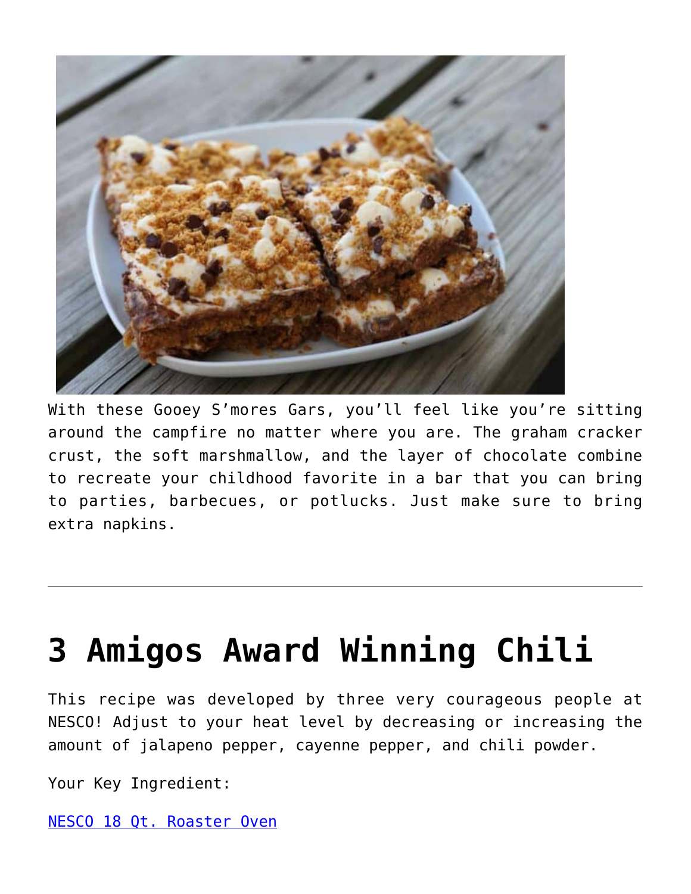With these Gooey S'mores Gars, you'll feel like you're sitting around the campfire no matter where you are. The graham cracker crust, the soft marshmallow, and the layer of chocolate combine to recreate your childhood favorite in a bar that you can bring to parties, barbecues, or potlucks. Just make sure to bring extra napkins.

---

# 3 Amigos Award Winning Chili

This recipe was developed by three very courageous people at NESCO! Adjust to your heat level by decreasing or increasing the amount of jalapeno pepper, cayenne pepper, and chili powder.

Your Key Ingredient:

NESCO 18 Qt. Roaster Oven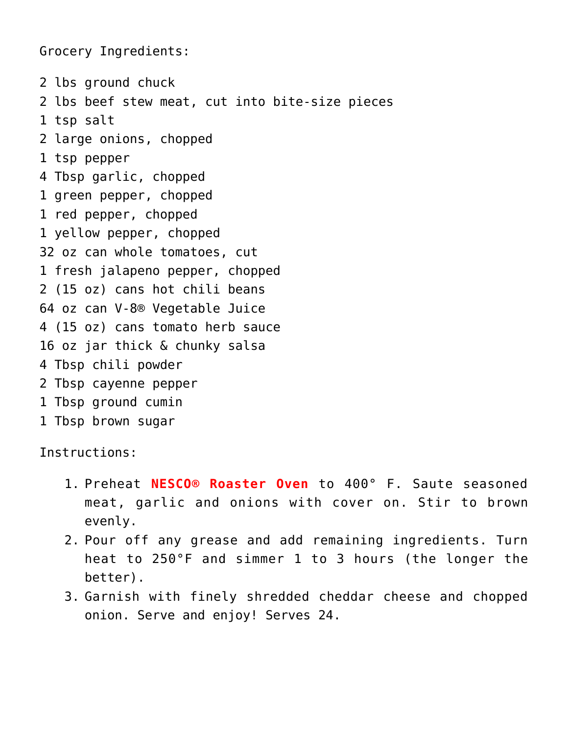Grocery Ingredients:

2 lbs ground chuck
2 lbs beef stew meat, cut into bite-size pieces
1 tsp salt
2 large onions, chopped
1 tsp pepper
4 Tbsp garlic, chopped
1 green pepper, chopped
1 red pepper, chopped
1 yellow pepper, chopped
32 oz can whole tomatoes, cut
1 fresh jalapeno pepper, chopped
2 (15 oz) cans hot chili beans
64 oz can V-8® Vegetable Juice
4 (15 oz) cans tomato herb sauce
16 oz jar thick & chunky salsa
4 Tbsp chili powder
2 Tbsp cayenne pepper
1 Tbsp ground cumin
1 Tbsp brown sugar

Instructions:

1. Preheat **NESCO® Roaster Oven** to 400° F. Saute seasoned meat, garlic and onions with cover on. Stir to brown evenly.
2. Pour off any grease and add remaining ingredients. Turn heat to 250°F and simmer 1 to 3 hours (the longer the better).
3. Garnish with finely shredded cheddar cheese and chopped onion. Serve and enjoy! Serves 24.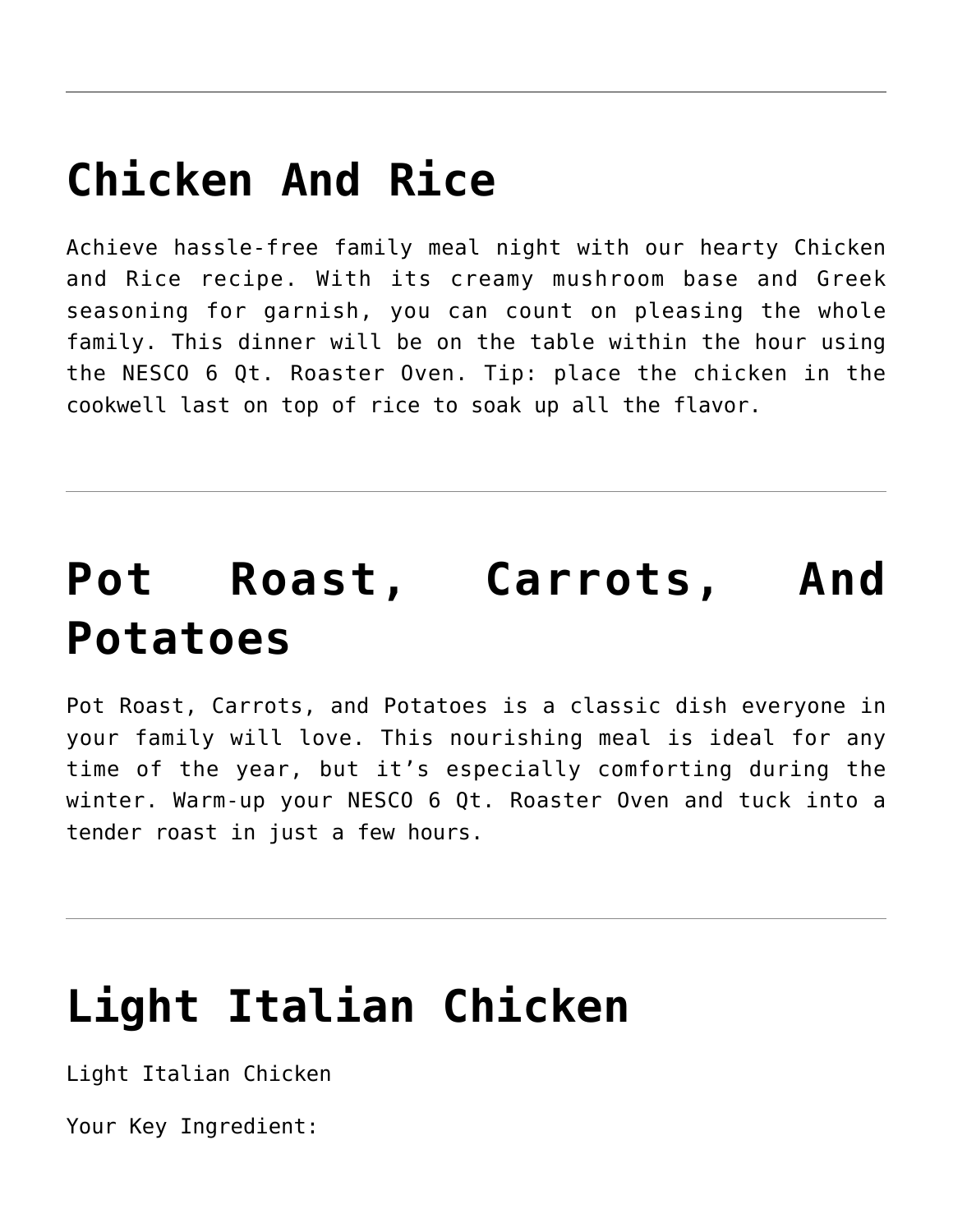# Chicken And Rice

Achieve hassle-free family meal night with our hearty Chicken and Rice recipe. With its creamy mushroom base and Greek seasoning for garnish, you can count on pleasing the whole family. This dinner will be on the table within the hour using the NESCO 6 Qt. Roaster Oven. Tip: place the chicken in the cookwell last on top of rice to soak up all the flavor.

---

# Pot Roast, Carrots, And Potatoes

Pot Roast, Carrots, and Potatoes is a classic dish everyone in your family will love. This nourishing meal is ideal for any time of the year, but it’s especially comforting during the winter. Warm-up your NESCO 6 Qt. Roaster Oven and tuck into a tender roast in just a few hours.

---

# Light Italian Chicken

Light Italian Chicken

Your Key Ingredient: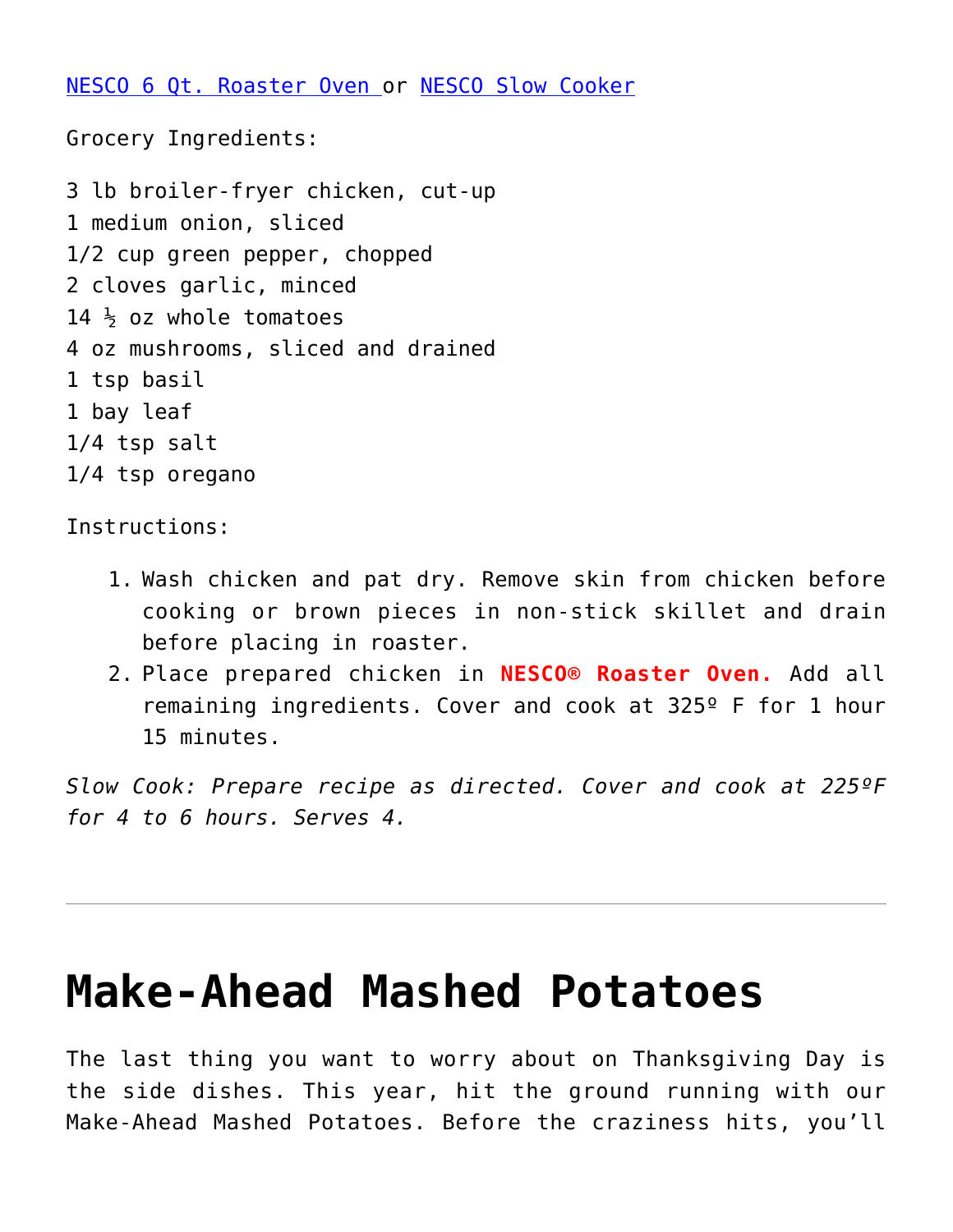[NESCO 6 Qt. Roaster Oven](#) or [NESCO Slow Cooker](#)

Grocery Ingredients:

3 lb broiler-fryer chicken, cut-up
1 medium onion, sliced
1/2 cup green pepper, chopped
2 cloves garlic, minced
14 ½ oz whole tomatoes
4 oz mushrooms, sliced and drained
1 tsp basil
1 bay leaf
1/4 tsp salt
1/4 tsp oregano

Instructions:

1. Wash chicken and pat dry. Remove skin from chicken before cooking or brown pieces in non-stick skillet and drain before placing in roaster.
2. Place prepared chicken in **NESCO® Roaster Oven.** Add all remaining ingredients. Cover and cook at 325º F for 1 hour 15 minutes.

*Slow Cook: Prepare recipe as directed. Cover and cook at 225ºF for 4 to 6 hours. Serves 4.*

---

# Make-Ahead Mashed Potatoes

The last thing you want to worry about on Thanksgiving Day is the side dishes. This year, hit the ground running with our Make-Ahead Mashed Potatoes. Before the craziness hits, you'll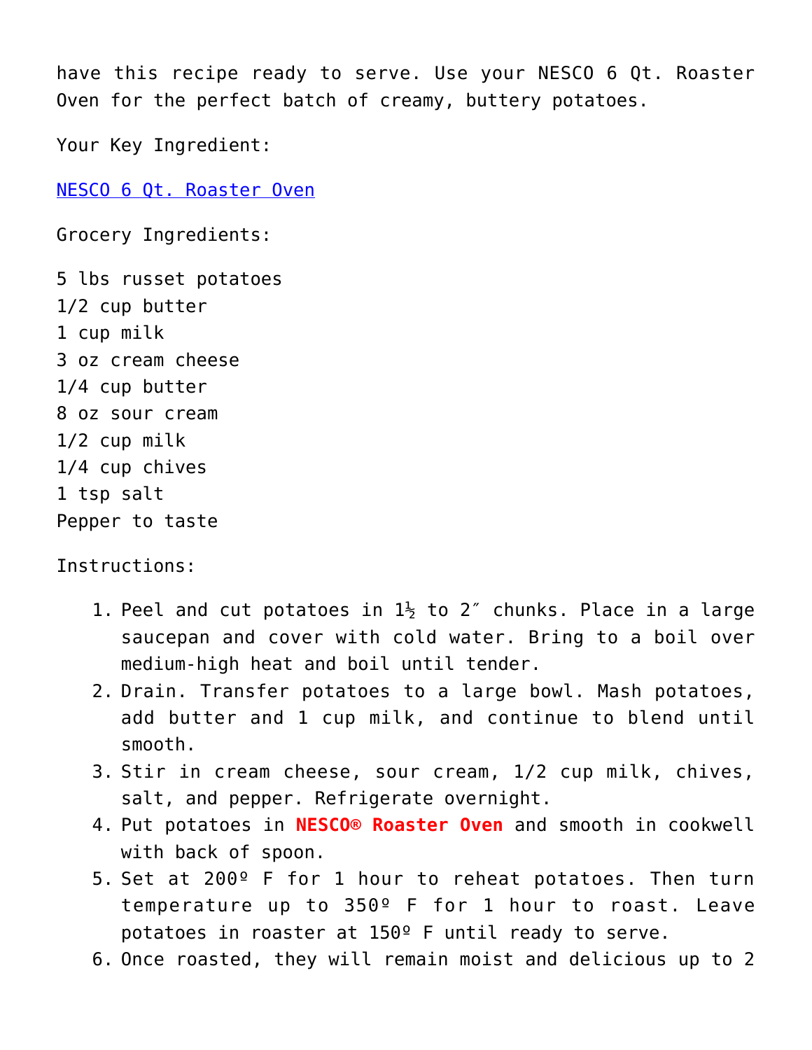have this recipe ready to serve. Use your NESCO 6 Qt. Roaster Oven for the perfect batch of creamy, buttery potatoes.

Your Key Ingredient:

[NESCO 6 Qt. Roaster Oven]

Grocery Ingredients:

5 lbs russet potatoes
1/2 cup butter
1 cup milk
3 oz cream cheese
1/4 cup butter
8 oz sour cream
1/2 cup milk
1/4 cup chives
1 tsp salt
Pepper to taste

Instructions:

1. Peel and cut potatoes in 1½ to 2″ chunks. Place in a large saucepan and cover with cold water. Bring to a boil over medium-high heat and boil until tender.
2. Drain. Transfer potatoes to a large bowl. Mash potatoes, add butter and 1 cup milk, and continue to blend until smooth.
3. Stir in cream cheese, sour cream, 1/2 cup milk, chives, salt, and pepper. Refrigerate overnight.
4. Put potatoes in **NESCO® Roaster Oven** and smooth in cookwell with back of spoon.
5. Set at 200º F for 1 hour to reheat potatoes. Then turn temperature up to 350º F for 1 hour to roast. Leave potatoes in roaster at 150º F until ready to serve.
6. Once roasted, they will remain moist and delicious up to 2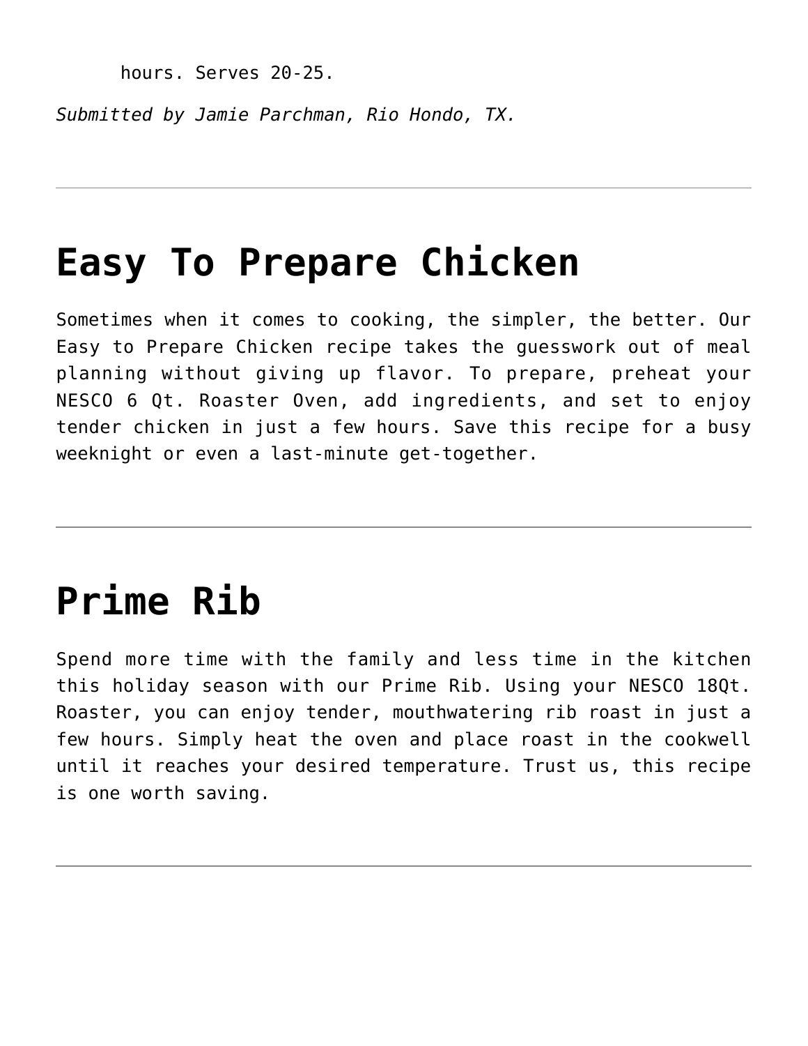hours. Serves 20-25.

*Submitted by Jamie Parchman, Rio Hondo, TX.*

---

# Easy To Prepare Chicken

Sometimes when it comes to cooking, the simpler, the better. Our Easy to Prepare Chicken recipe takes the guesswork out of meal planning without giving up flavor. To prepare, preheat your NESCO 6 Qt. Roaster Oven, add ingredients, and set to enjoy tender chicken in just a few hours. Save this recipe for a busy weeknight or even a last-minute get-together.

---

# Prime Rib

Spend more time with the family and less time in the kitchen this holiday season with our Prime Rib. Using your NESCO 18Qt. Roaster, you can enjoy tender, mouthwatering rib roast in just a few hours. Simply heat the oven and place roast in the cookwell until it reaches your desired temperature. Trust us, this recipe is one worth saving.

---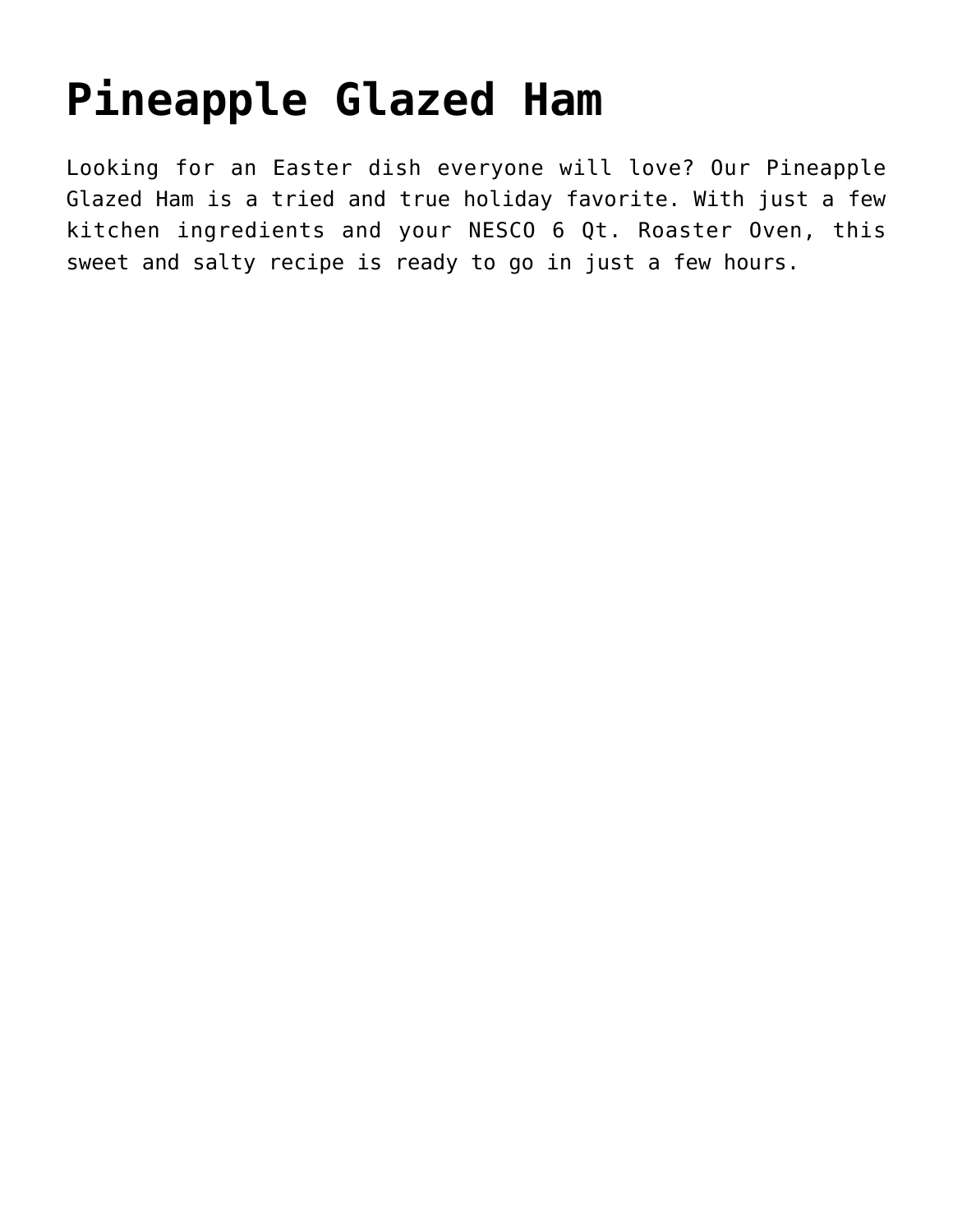# Pineapple Glazed Ham

Looking for an Easter dish everyone will love? Our Pineapple Glazed Ham is a tried and true holiday favorite. With just a few kitchen ingredients and your NESCO 6 Qt. Roaster Oven, this sweet and salty recipe is ready to go in just a few hours.